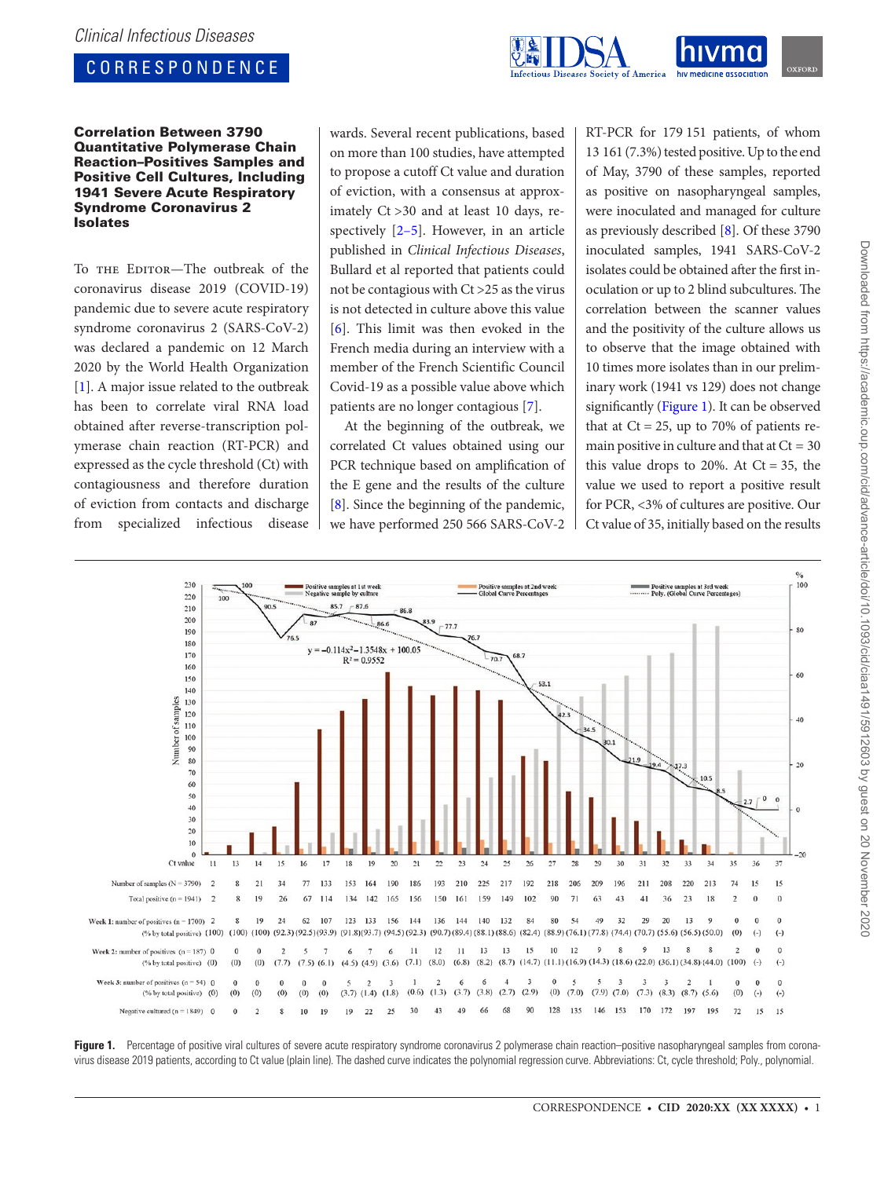# Correlation Between 3790 Quantitative Polymerase Chain Reaction–Positives Samples and Positive Cell Cultures, Including 1941 Severe Acute Respiratory Syndrome Coronavirus 2 Isolates

To the Editor—The outbreak of the coronavirus disease 2019 (COVID-19) pandemic due to severe acute respiratory syndrome coronavirus 2 (SARS-CoV-2) was declared a pandemic on 12 March 2020 by the World Health Organization [1]. A major issue related to the outbreak has been to correlate viral RNA load obtained after reverse-transcription polymerase chain reaction (RT-PCR) and expressed as the cycle threshold (Ct) with contagiousness and therefore duration of eviction from contacts and discharge from specialized infectious disease wards. Several recent publications, based on more than 100 studies, have attempted to propose a cutoff Ct value and duration of eviction, with a consensus at approximately Ct >30 and at least 10 days, respectively [2–5]. However, in an article published in *Clinical Infectious Diseases*, Bullard et al reported that patients could not be contagious with Ct >25 as the virus is not detected in culture above this value [6]. This limit was then evoked in the French media during an interview with a member of the French Scientific Council Covid-19 as a possible value above which patients are no longer contagious [7].

At the beginning of the outbreak, we correlated Ct values obtained using our PCR technique based on amplification of the E gene and the results of the culture [8]. Since the beginning of the pandemic, we have performed 250 566 SARS-CoV-2 RT-PCR for 179 151 patients, of whom 13 161 (7.3%) tested positive. Up to the end of May, 3790 of these samples, reported as positive on nasopharyngeal samples, were inoculated and managed for culture as previously described [8]. Of these 3790 inoculated samples, 1941 SARS-CoV-2 isolates could be obtained after the first inoculation or up to 2 blind subcultures. The correlation between the scanner values and the positivity of the culture allows us to observe that the image obtained with 10 times more isolates than in our preliminary work (1941 vs 129) does not change significantly (Figure 1). It can be observed that at Ct = 25, up to 70% of patients remain positive in culture and that at Ct = 30 this value drops to 20%. At Ct = 35, the value we used to report a positive result for PCR, <3% of cultures are positive. Our Ct value of 35, initially based on the results

| Ct value | 11 | 13 | 14 | 15 | 16 | 17 | 18 | 19 | 20 | 21 | 22 | 23 | 24 | 25 | 26 | 27 | 28 | 29 | 30 | 31 | 32 | 33 | 34 | 35 | 36 | 37 |
|---|---|---|---|---|---|---|---|---|---|---|---|---|---|---|---|---|---|---|---|---|---|---|---|---|---|---|
| Number of samples (N = 3790) | 2 | 8 | 21 | 34 | 77 | 133 | 153 | 164 | 190 | 186 | 193 | 210 | 225 | 217 | 192 | 218 | 205 | 209 | 196 | 211 | 208 | 220 | 213 | 74 | 15 | 15 |
| Total positive (n = 1941) | 2 | 8 | 19 | 26 | 67 | 114 | 134 | 142 | 165 | 156 | 150 | 161 | 159 | 149 | 102 | 90 | 71 | 63 | 43 | 41 | 36 | 23 | 18 | 2 | 0 | 0 |
| Week 1: number of positives (n = 1700) | 2 | 8 | 19 | 24 | 62 | 107 | 123 | 133 | 156 | 144 | 136 | 144 | 140 | 132 | 84 | 80 | 54 | 49 | 32 | 29 | 20 | 13 | 9 | 0 | 0 | 0 |
| (% by total positive) | (100) | (100) | (100) | (92.3) | (92.5) | (93.9) | (91.8) | (93.7) | (94.5) | (92.3) | (90.7) | (89.4) | (88.1) | (88.6) | (82.4) | (88.9) | (76.1) | (77.8) | (74.4) | (70.7) | (55.6) | (56.5) | (50.0) | (0) | (-) | (-) |
| Week 2: number of positives (n = 187) | 0 | 0 | 0 | 2 | 5 | 7 | 6 | 7 | 6 | 11 | 12 | 11 | 13 | 13 | 15 | 10 | 12 | 9 | 8 | 9 | 13 | 8 | 8 | 2 | 0 | 0 |
| (% by total positive) | (0) | (0) | (0) | (7.7) | (7.5) | (6.1) | (4.5) | (4.9) | (3.6) | (7.1) | (8.0) | (6.8) | (8.2) | (8.7) | (14.7) | (11.1) | (16.9) | (14.3) | (18.6) | (22.0) | (36.1) | (34.8) | (44.0) | (100) | (-) | (-) |
| Week 3: number of positives (n = 54) | 0 | 0 | 0 | 0 | 0 | 0 | 5 | 2 | 3 | 1 | 2 | 6 | 6 | 4 | 3 | 0 | 5 | 5 | 3 | 3 | 3 | 2 | 1 | 0 | 0 | 0 |
| (% by total positive) | (0) | (0) | (0) | (0) | (0) | (0) | (3.7) | (1.4) | (1.8) | (0.6) | (1.3) | (3.7) | (3.8) | (2.7) | (2.9) | (0) | (7.0) | (7.9) | (7.0) | (7.3) | (8.3) | (8.7) | (5.6) | (0) | (-) | (-) |
| Negative cultured (n = 1849) | 0 | 0 | 2 | 8 | 10 | 19 | 19 | 22 | 25 | 30 | 43 | 49 | 66 | 68 | 90 | 128 | 135 | 146 | 153 | 170 | 172 | 197 | 195 | 72 | 15 | 15 |

$y = -0.114x^2 - 1.3548x + 100.05$, $R^2 = 0.9552$

**Figure 1.** Percentage of positive viral cultures of severe acute respiratory syndrome coronavirus 2 polymerase chain reaction–positive nasopharyngeal samples from coronavirus disease 2019 patients, according to Ct value (plain line). The dashed curve indicates the polynomial regression curve. Abbreviations: Ct, cycle threshold; Poly., polynomial.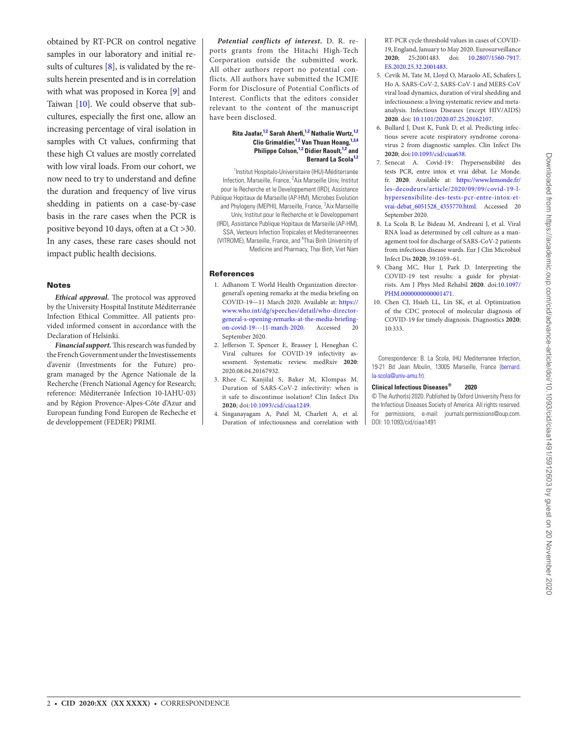obtained by RT-PCR on control negative samples in our laboratory and initial results of cultures [8], is validated by the results herein presented and is in correlation with what was proposed in Korea [9] and Taiwan [10]. We could observe that subcultures, especially the first one, allow an increasing percentage of viral isolation in samples with Ct values, confirming that these high Ct values are mostly correlated with low viral loads. From our cohort, we now need to try to understand and define the duration and frequency of live virus shedding in patients on a case-by-case basis in the rare cases when the PCR is positive beyond 10 days, often at a Ct >30. In any cases, these rare cases should not impact public health decisions.

## Notes

***Ethical approval.*** The protocol was approved by the University Hospital Institute Méditerranée Infection Ethical Committee. All patients provided informed consent in accordance with the Declaration of Helsinki.

***Financial support.*** This research was funded by the French Government under the Investissements d'avenir (Investments for the Future) program managed by the Agence Nationale de la Recherche (French National Agency for Research; reference: Méditerranée Infection 10-IAHU-03) and by Région Provence-Alpes-Côte d'Azur and European funding Fond Europen de Recheche et de developpement (FEDER) PRIMI.

***Potential conflicts of interest.*** D. R. reports grants from the Hitachi High-Tech Corporation outside the submitted work. All other authors report no potential conflicts. All authors have submitted the ICMJE Form for Disclosure of Potential Conflicts of Interest. Conflicts that the editors consider relevant to the content of the manuscript have been disclosed.

**Rita Jaafar,[1,2] Sarah Aherfi,[1,2] Nathalie Wurtz,[1,2] Clio Grimaldier,[1,2] Van Thuan Hoang,[1,3,4] Philippe Colson,[1,2] Didier Raoult,[1,2] and Bernard La Scola[1,2]**

[1]Institut Hospitalo-Universitaire (IHU)-Méditerranée Infection, Marseille, France, [2]Aix Marseille Univ, Institut pour le Recherche et le Developpement (IRD), Assistance Publique Hopitaux de Marseille (AP-HM), Microbes Evolution and Phylogeny (MEPHI), Marseille, France, [3]Aix Marseille Univ, Institut pour le Recherche et le Developpement (IRD), Assistance Publique Hopitaux de Marseille (AP-HM), SSA, Vecteurs Infection Tropicales et Mediterraneennes (VITROME), Marseille, France, and [4]Thai Binh University of Medicine and Pharmacy, Thai Binh, Viet Nam

## References

1. Adhanom T. World Health Organization director-general's opening remarks at the media briefing on COVID-19—11 March 2020. Available at: https://www.who.int/dg/speeches/detail/who-director-general-s-opening-remarks-at-the-media-briefing-on-covid-19---11-march-2020. Accessed 20 September 2020.
2. Jefferson T, Spencer E, Brassey J, Heneghan C. Viral cultures for COVID-19 infectivity assessment. Systematic review. medRxiv **2020**: 2020.08.04.20167932.
3. Rhee C, Kanjilal S, Baker M, Klompas M. Duration of SARS-CoV-2 infectivity: when is it safe to discontinue isolation? Clin Infect Dis **2020**; doi:10.1093/cid/ciaa1249.
4. Singanayagam A, Patel M, Charlett A, et al. Duration of infectiousness and correlation with RT-PCR cycle threshold values in cases of COVID-19, England, January to May 2020. Eurosurveillance **2020**; 25:2001483. doi: 10.2807/1560-7917.ES.2020.25.32.2001483.
5. Cevik M, Tate M, Lloyd O, Maraolo AE, Schafers J, Ho A. SARS-CoV-2, SARS-CoV-1 and MERS-CoV viral load dynamics, duration of viral shedding and infectiousness: a living systematic review and meta-analysis. Infectious Diseases (except HIV/AIDS) **2020**. doi: 10.1101/2020.07.25.20162107.
6. Bullard J, Dust K, Funk D, et al. Predicting infectious severe acute respiratory syndrome coronavirus 2 from diagnostic samples. Clin Infect Dis **2020**; doi:10.1093/cid/ciaa638.
7. Senecat A. Covid-19 : l'hypersensibilité des tests PCR, entre intox et vrai débat. Le Monde.fr. **2020**. Available at: https://www.lemonde.fr/les-decodeurs/article/2020/09/09/covid-19-l-hypersensibilite-des-tests-pcr-entre-intox-et-vrai-debat_6051528_4355770.html. Accessed 20 September 2020.
8. La Scola B, Le Bideau M, Andreani J, et al. Viral RNA load as determined by cell culture as a management tool for discharge of SARS-CoV-2 patients from infectious disease wards. Eur J Clin Microbiol Infect Dis **2020**; 39:1059–61.
9. Chang MC, Hur J, Park D. Interpreting the COVID-19 test results: a guide for physiatrists. Am J Phys Med Rehabil **2020**. doi:10.1097/PHM.0000000000001471.
10. Chen CJ, Hsieh LL, Lin SK, et al. Optimization of the CDC protocol of molecular diagnosis of COVID-19 for timely diagnosis. Diagnostics **2020**; 10:333.

Correspondence: B. La Scola, IHU Mediterranee Infection, 19-21 Bd Jean Moulin, 13005 Marseille, France (bernard.la-scola@univ-amu.fr).

**Clinical Infectious Diseases® 2020**

© The Author(s) 2020. Published by Oxford University Press for the Infectious Diseases Society of America. All rights reserved. For permissions, e-mail: journals.permissions@oup.com. DOI: 10.1093/cid/ciaa1491